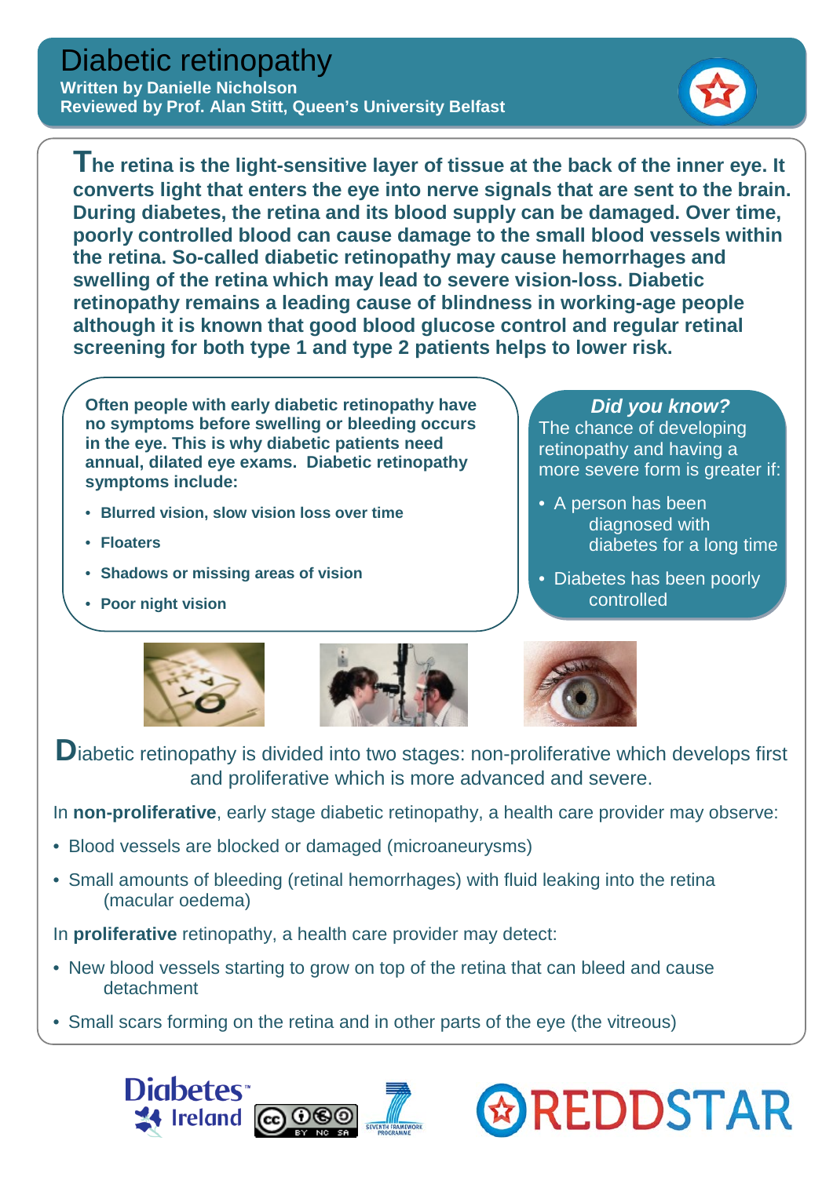# Diabetic retinopathy

**Written by Danielle Nicholson**
**Reviewed by Prof. Alan Stitt, Queen's University Belfast**

**The retina is the light-sensitive layer of tissue at the back of the inner eye. It converts light that enters the eye into nerve signals that are sent to the brain. During diabetes, the retina and its blood supply can be damaged. Over time, poorly controlled blood can cause damage to the small blood vessels within the retina. So-called diabetic retinopathy may cause hemorrhages and swelling of the retina which may lead to severe vision-loss. Diabetic retinopathy remains a leading cause of blindness in working-age people although it is known that good blood glucose control and regular retinal screening for both type 1 and type 2 patients helps to lower risk.**

**Often people with early diabetic retinopathy have no symptoms before swelling or bleeding occurs in the eye. This is why diabetic patients need annual, dilated eye exams. Diabetic retinopathy symptoms include:**

- **Blurred vision, slow vision loss over time**
- **Floaters**
- **Shadows or missing areas of vision**
- **Poor night vision**

***Did you know?***

The chance of developing retinopathy and having a more severe form is greater if:

- A person has been diagnosed with diabetes for a long time
- Diabetes has been poorly controlled

Diabetic retinopathy is divided into two stages: non-proliferative which develops first and proliferative which is more advanced and severe.

In **non-proliferative**, early stage diabetic retinopathy, a health care provider may observe:

- Blood vessels are blocked or damaged (microaneurysms)
- Small amounts of bleeding (retinal hemorrhages) with fluid leaking into the retina (macular oedema)

In **proliferative** retinopathy, a health care provider may detect:

- New blood vessels starting to grow on top of the retina that can bleed and cause detachment
- Small scars forming on the retina and in other parts of the eye (the vitreous)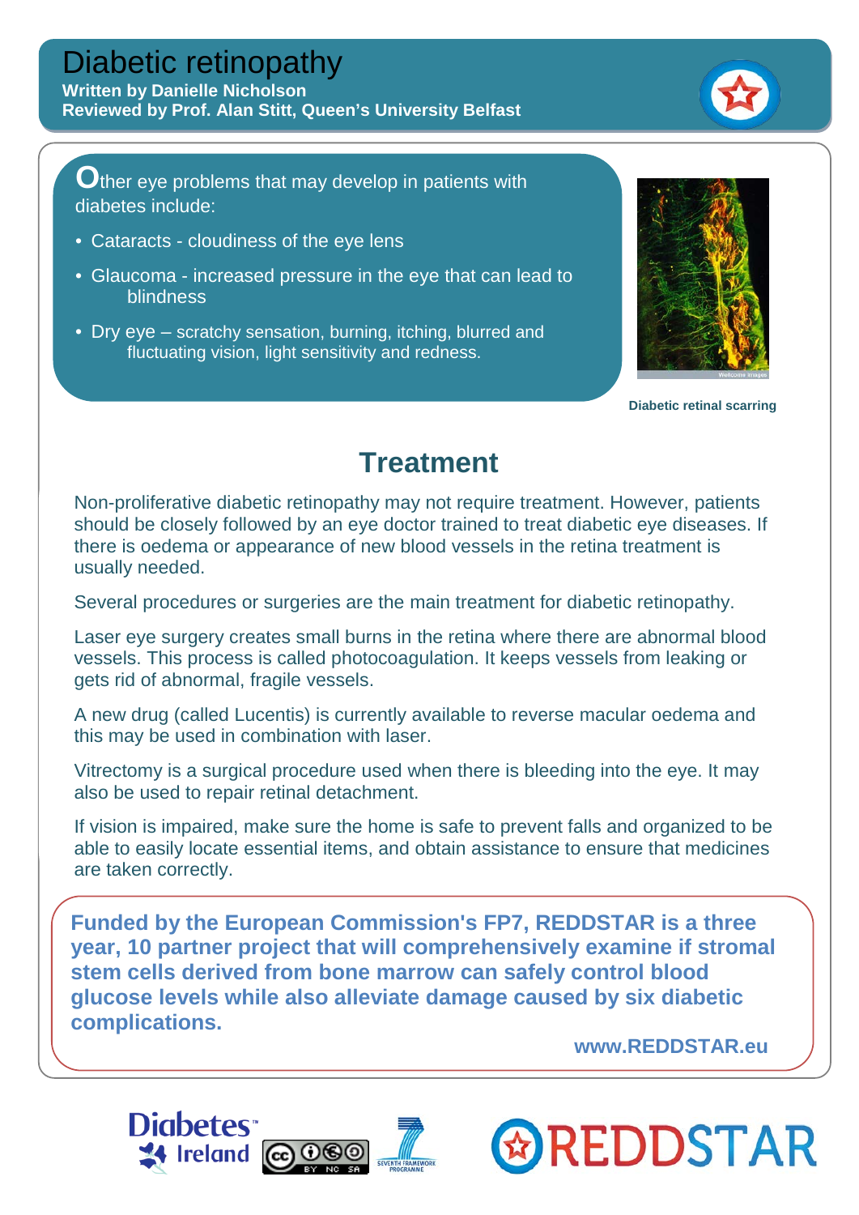# Diabetic retinopathy

**Written by Danielle Nicholson**
**Reviewed by Prof. Alan Stitt, Queen's University Belfast**

Other eye problems that may develop in patients with diabetes include:

- Cataracts - cloudiness of the eye lens
- Glaucoma - increased pressure in the eye that can lead to blindness
- Dry eye – scratchy sensation, burning, itching, blurred and fluctuating vision, light sensitivity and redness.

Wellcome Images

**Diabetic retinal scarring**

## Treatment

Non-proliferative diabetic retinopathy may not require treatment. However, patients should be closely followed by an eye doctor trained to treat diabetic eye diseases. If there is oedema or appearance of new blood vessels in the retina treatment is usually needed.

Several procedures or surgeries are the main treatment for diabetic retinopathy.

Laser eye surgery creates small burns in the retina where there are abnormal blood vessels. This process is called photocoagulation. It keeps vessels from leaking or gets rid of abnormal, fragile vessels.

A new drug (called Lucentis) is currently available to reverse macular oedema and this may be used in combination with laser.

Vitrectomy is a surgical procedure used when there is bleeding into the eye. It may also be used to repair retinal detachment.

If vision is impaired, make sure the home is safe to prevent falls and organized to be able to easily locate essential items, and obtain assistance to ensure that medicines are taken correctly.

**Funded by the European Commission's FP7, REDDSTAR is a three year, 10 partner project that will comprehensively examine if stromal stem cells derived from bone marrow can safely control blood glucose levels while also alleviate damage caused by six diabetic complications.**

**www.REDDSTAR.eu**

Diabetes Ireland

BY NC SA

SEVENTH FRAMEWORK PROGRAMME

REDDSTAR